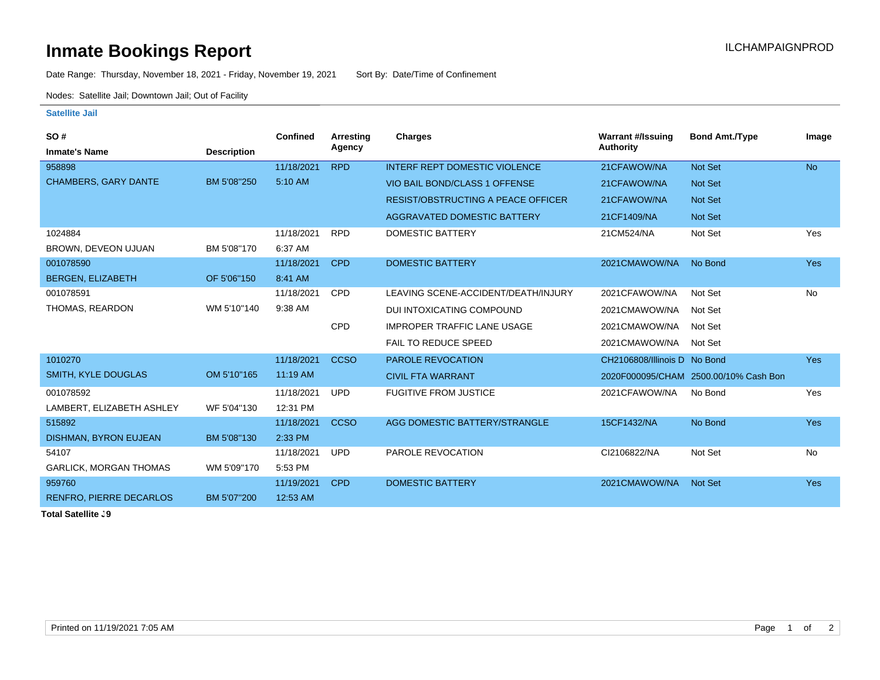# Inmate Bookings Report

ILCHAMPAIGNPROD

Date Range: Thursday, November 18, 2021 - Friday, November 19, 2021    Sort By: Date/Time of Confinement

Nodes: Satellite Jail; Downtown Jail; Out of Facility

**Satellite Jail**

| SO # / Inmate's Name | Description | Confined | Arresting Agency | Charges | Warrant #/Issuing Authority | Bond Amt./Type | Image |
|---|---|---|---|---|---|---|---|
| 958898 | | 11/18/2021 | RPD | INTERF REPT DOMESTIC VIOLENCE | 21CFAWOW/NA | Not Set | No |
| CHAMBERS, GARY DANTE | BM 5'08"250 | 5:10 AM | | VIO BAIL BOND/CLASS 1 OFFENSE | 21CFAWOW/NA | Not Set | |
| | | | | RESIST/OBSTRUCTING A PEACE OFFICER | 21CFAWOW/NA | Not Set | |
| | | | | AGGRAVATED DOMESTIC BATTERY | 21CF1409/NA | Not Set | |
| 1024884 | | 11/18/2021 | RPD | DOMESTIC BATTERY | 21CM524/NA | Not Set | Yes |
| BROWN, DEVEON UJUAN | BM 5'08"170 | 6:37 AM | | | | | |
| 001078590 | | 11/18/2021 | CPD | DOMESTIC BATTERY | 2021CMAWOW/NA | No Bond | Yes |
| BERGEN, ELIZABETH | OF 5'06"150 | 8:41 AM | | | | | |
| 001078591 | | 11/18/2021 | CPD | LEAVING SCENE-ACCIDENT/DEATH/INJURY | 2021CFAWOW/NA | Not Set | No |
| THOMAS, REARDON | WM 5'10"140 | 9:38 AM | | DUI INTOXICATING COMPOUND | 2021CMAWOW/NA | Not Set | |
| | | | CPD | IMPROPER TRAFFIC LANE USAGE | 2021CMAWOW/NA | Not Set | |
| | | | | FAIL TO REDUCE SPEED | 2021CMAWOW/NA | Not Set | |
| 1010270 | | 11/18/2021 | CCSO | PAROLE REVOCATION | CH2106808/Illinois D | No Bond | Yes |
| SMITH, KYLE DOUGLAS | OM 5'10"165 | 11:19 AM | | CIVIL FTA WARRANT | 2020F000095/CHAM | 2500.00/10% Cash Bon | |
| 001078592 | | 11/18/2021 | UPD | FUGITIVE FROM JUSTICE | 2021CFAWOW/NA | No Bond | Yes |
| LAMBERT, ELIZABETH ASHLEY | WF 5'04"130 | 12:31 PM | | | | | |
| 515892 | | 11/18/2021 | CCSO | AGG DOMESTIC BATTERY/STRANGLE | 15CF1432/NA | No Bond | Yes |
| DISHMAN, BYRON EUJEAN | BM 5'08"130 | 2:33 PM | | | | | |
| 54107 | | 11/18/2021 | UPD | PAROLE REVOCATION | CI2106822/NA | Not Set | No |
| GARLICK, MORGAN THOMAS | WM 5'09"170 | 5:53 PM | | | | | |
| 959760 | | 11/19/2021 | CPD | DOMESTIC BATTERY | 2021CMAWOW/NA | Not Set | Yes |
| RENFRO, PIERRE DECARLOS | BM 5'07"200 | 12:53 AM | | | | | |

**Total Satellite :9**

Printed on 11/19/2021 7:05 AM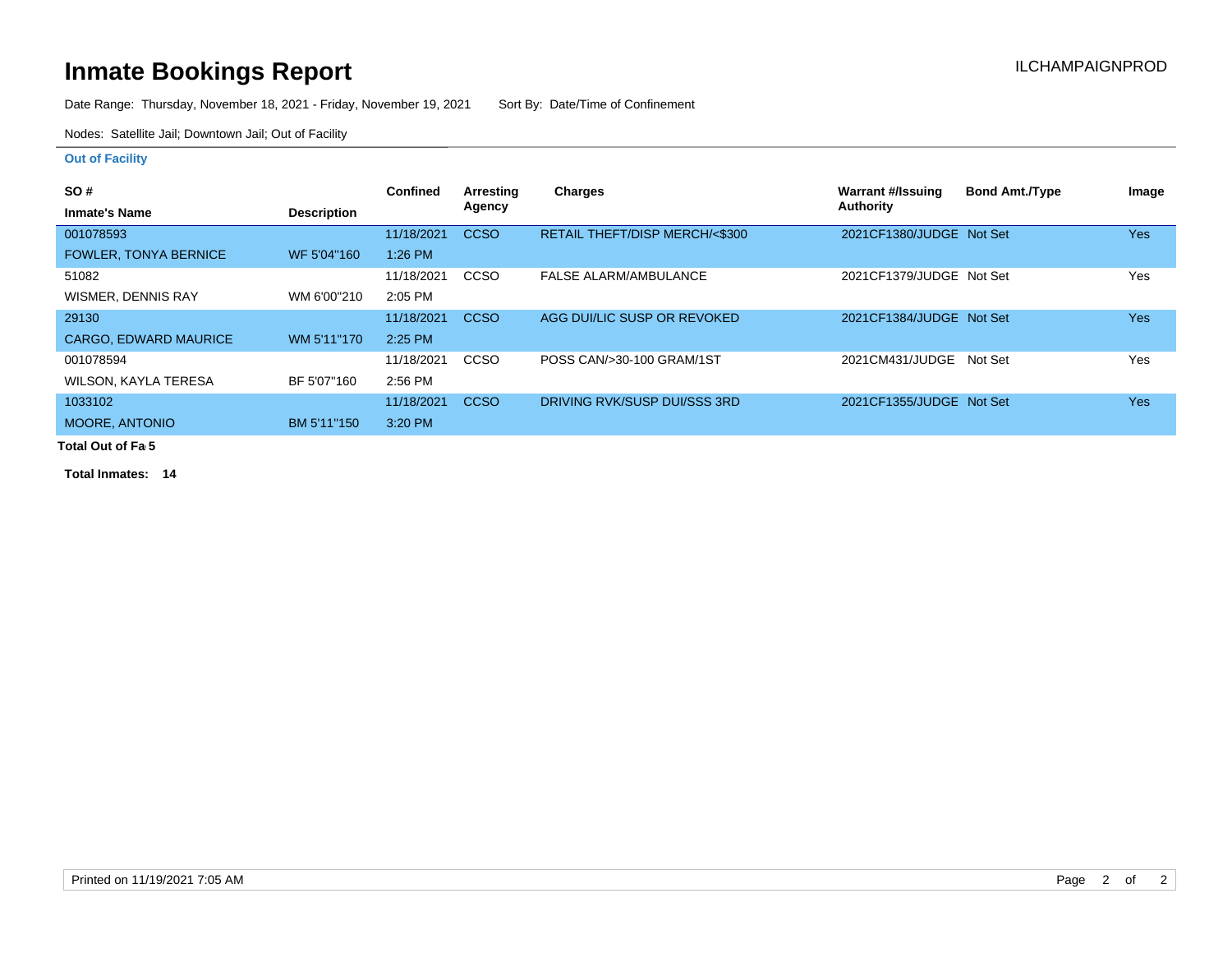# Inmate Bookings Report

ILCHAMPAIGNPROD

Date Range: Thursday, November 18, 2021 - Friday, November 19, 2021    Sort By: Date/Time of Confinement

Nodes: Satellite Jail; Downtown Jail; Out of Facility

### Out of Facility

| SO # / Inmate's Name | Description | Confined | Arresting Agency | Charges | Warrant #/Issuing Authority | Bond Amt./Type | Image |
|---|---|---|---|---|---|---|---|
| 001078593 / FOWLER, TONYA BERNICE | WF 5'04"160 | 11/18/2021 1:26 PM | CCSO | RETAIL THEFT/DISP MERCH/<$300 | 2021CF1380/JUDGE | Not Set | Yes |
| 51082 / WISMER, DENNIS RAY | WM 6'00"210 | 11/18/2021 2:05 PM | CCSO | FALSE ALARM/AMBULANCE | 2021CF1379/JUDGE | Not Set | Yes |
| 29130 / CARGO, EDWARD MAURICE | WM 5'11"170 | 11/18/2021 2:25 PM | CCSO | AGG DUI/LIC SUSP OR REVOKED | 2021CF1384/JUDGE | Not Set | Yes |
| 001078594 / WILSON, KAYLA TERESA | BF 5'07"160 | 11/18/2021 2:56 PM | CCSO | POSS CAN/>30-100 GRAM/1ST | 2021CM431/JUDGE | Not Set | Yes |
| 1033102 / MOORE, ANTONIO | BM 5'11"150 | 11/18/2021 3:20 PM | CCSO | DRIVING RVK/SUSP DUI/SSS 3RD | 2021CF1355/JUDGE | Not Set | Yes |

**Total Out of Fa 5**

**Total Inmates: 14**

Printed on 11/19/2021 7:05 AM